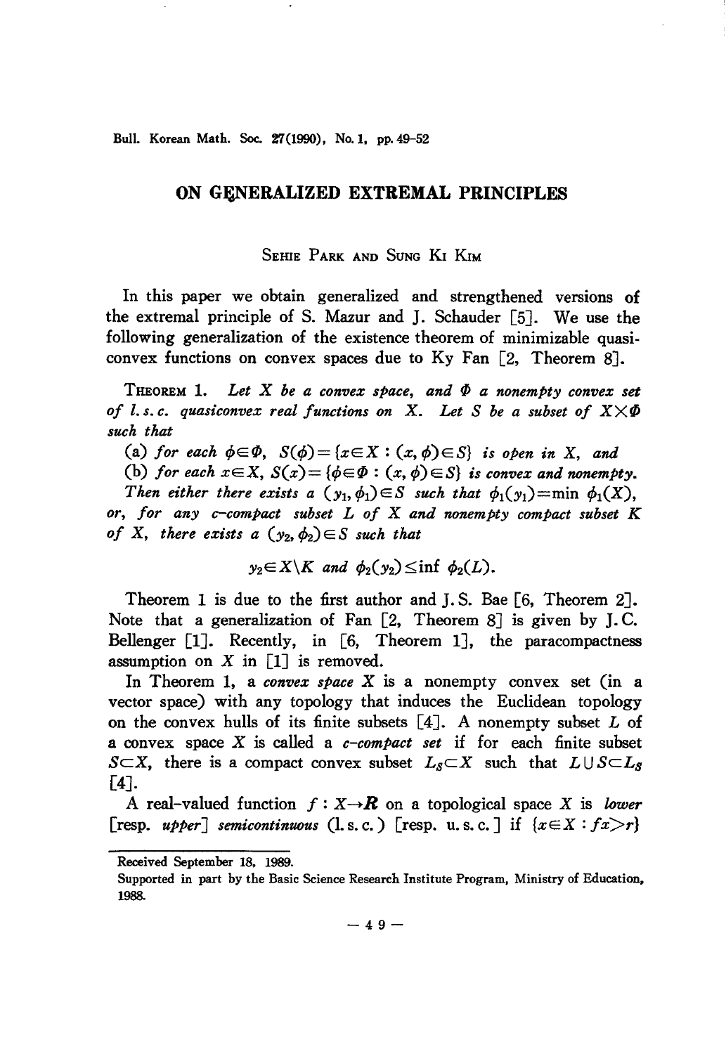# ON GENERALIZED EXTREMAL PRINCIPLES

SEHIE PARK AND SUNG KI KIM

In this paper we obtain generalized and strengthened versions of the extremal principle of S. Mazur and J. Schauder [5]. We use the following generalization of the existence theorem of minimizable quasiconvex functions on convex spaces due to Ky Fan [2, Theorem 8].

THEOREM 1. *Let $X$ be a convex space, and $\Phi$ a nonempty convex set of l.s.c. quasiconvex real functions on $X$. Let $S$ be a subset of $X \times \Phi$ such that*

(a) *for each $\phi \in \Phi$, $S(\phi) = \{x \in X : (x, \phi) \in S\}$ is open in $X$, and*

(b) *for each $x \in X$, $S(x) = \{\phi \in \Phi : (x, \phi) \in S\}$ is convex and nonempty.*

*Then either there exists a $(y_1, \phi_1) \in S$ such that $\phi_1(y_1) = \min \phi_1(X)$, or, for any c-compact subset $L$ of $X$ and nonempty compact subset $K$ of $X$, there exists a $(y_2, \phi_2) \in S$ such that*

$$y_2 \in X \setminus K \text{ and } \phi_2(y_2) \leq \inf \phi_2(L).$$

Theorem 1 is due to the first author and J.S. Bae [6, Theorem 2]. Note that a generalization of Fan [2, Theorem 8] is given by J.C. Bellenger [1]. Recently, in [6, Theorem 1], the paracompactness assumption on $X$ in [1] is removed.

In Theorem 1, a *convex space* $X$ is a nonempty convex set (in a vector space) with any topology that induces the Euclidean topology on the convex hulls of its finite subsets [4]. A nonempty subset $L$ of a convex space $X$ is called a *c-compact set* if for each finite subset $S \subset X$, there is a compact convex subset $L_S \subset X$ such that $L \cup S \subset L_S$ [4].

A real-valued function $f : X \to \boldsymbol{R}$ on a topological space $X$ is *lower* [resp. *upper*] *semicontinuous* (l.s.c.) [resp. u.s.c.] if $\{x \in X : fx > r\}$

---

Received September 18, 1989.

Supported in part by the Basic Science Research Institute Program, Ministry of Education, 1988.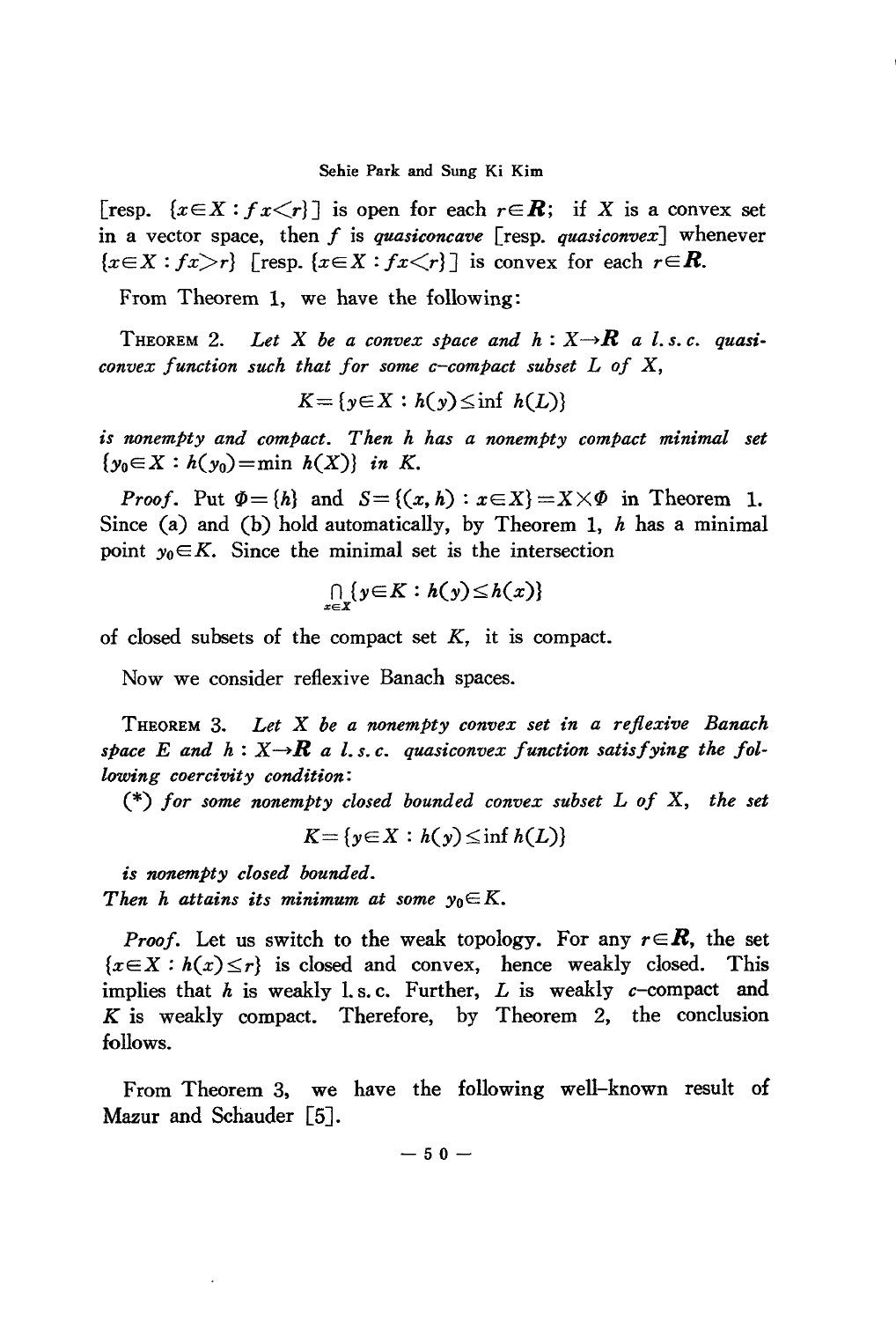[resp. $\{x \in X : fx < r\}$] is open for each $r \in \mathbf{R}$; if $X$ is a convex set in a vector space, then $f$ is *quasiconcave* [resp. *quasiconvex*] whenever $\{x \in X : fx > r\}$ [resp. $\{x \in X : fx < r\}$] is convex for each $r \in \mathbf{R}$.

From Theorem 1, we have the following:

THEOREM 2. *Let $X$ be a convex space and $h : X \to \mathbf{R}$ a l. s. c. quasiconvex function such that for some c–compact subset $L$ of $X$,*

$$K = \{y \in X : h(y) \leq \inf h(L)\}$$

*is nonempty and compact. Then $h$ has a nonempty compact minimal set $\{y_0 \in X : h(y_0) = \min h(X)\}$ in $K$.*

*Proof.* Put $\Phi = \{h\}$ and $S = \{(x, h) : x \in X\} = X \times \Phi$ in Theorem 1. Since (a) and (b) hold automatically, by Theorem 1, $h$ has a minimal point $y_0 \in K$. Since the minimal set is the intersection

$$\bigcap_{x \in X} \{y \in K : h(y) \leq h(x)\}$$

of closed subsets of the compact set $K$, it is compact.

Now we consider reflexive Banach spaces.

THEOREM 3. *Let $X$ be a nonempty convex set in a reflexive Banach space $E$ and $h : X \to \mathbf{R}$ a l. s. c. quasiconvex function satisfying the following coercivity condition:*

(\*) *for some nonempty closed bounded convex subset $L$ of $X$, the set*

$$K = \{y \in X : h(y) \leq \inf h(L)\}$$

*is nonempty closed bounded.*

*Then $h$ attains its minimum at some $y_0 \in K$.*

*Proof.* Let us switch to the weak topology. For any $r \in \mathbf{R}$, the set $\{x \in X : h(x) \leq r\}$ is closed and convex, hence weakly closed. This implies that $h$ is weakly l. s. c. Further, $L$ is weakly $c$–compact and $K$ is weakly compact. Therefore, by Theorem 2, the conclusion follows.

From Theorem 3, we have the following well–known result of Mazur and Schauder [5].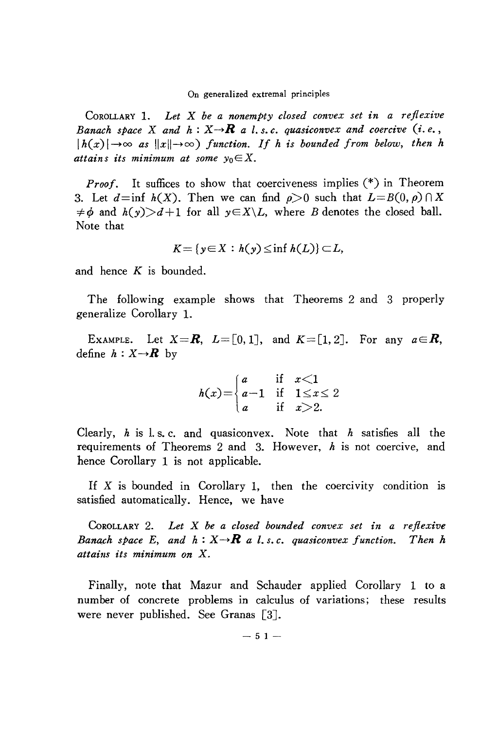COROLLARY 1. *Let $X$ be a nonempty closed convex set in a reflexive Banach space $X$ and $h : X \to \boldsymbol{R}$ a l. s. c. quasiconvex and coercive (i. e., $|h(x)| \to \infty$ as $\|x\| \to \infty$) function. If $h$ is bounded from below, then $h$ attains its minimum at some $y_0 \in X$.*

*Proof.* It suffices to show that coerciveness implies (*) in Theorem 3. Let $d = \inf h(X)$. Then we can find $\rho > 0$ such that $L = B(0, \rho) \cap X \neq \phi$ and $h(y) > d+1$ for all $y \in X \setminus L$, where $B$ denotes the closed ball. Note that

$$K = \{y \in X : h(y) \leq \inf h(L)\} \subset L,$$

and hence $K$ is bounded.

The following example shows that Theorems 2 and 3 properly generalize Corollary 1.

EXAMPLE. Let $X = \boldsymbol{R}$, $L = [0, 1]$, and $K = [1, 2]$. For any $a \in \boldsymbol{R}$, define $h : X \to \boldsymbol{R}$ by

$$h(x) = \begin{cases} a & \text{if } x < 1 \\ a-1 & \text{if } 1 \leq x \leq 2 \\ a & \text{if } x > 2. \end{cases}$$

Clearly, $h$ is l. s. c. and quasiconvex. Note that $h$ satisfies all the requirements of Theorems 2 and 3. However, $h$ is not coercive, and hence Corollary 1 is not applicable.

If $X$ is bounded in Corollary 1, then the coercivity condition is satisfied automatically. Hence, we have

COROLLARY 2. *Let $X$ be a closed bounded convex set in a reflexive Banach space $E$, and $h : X \to \boldsymbol{R}$ a l. s. c. quasiconvex function. Then $h$ attains its minimum on $X$.*

Finally, note that Mazur and Schauder applied Corollary 1 to a number of concrete problems in calculus of variations; these results were never published. See Granas [3].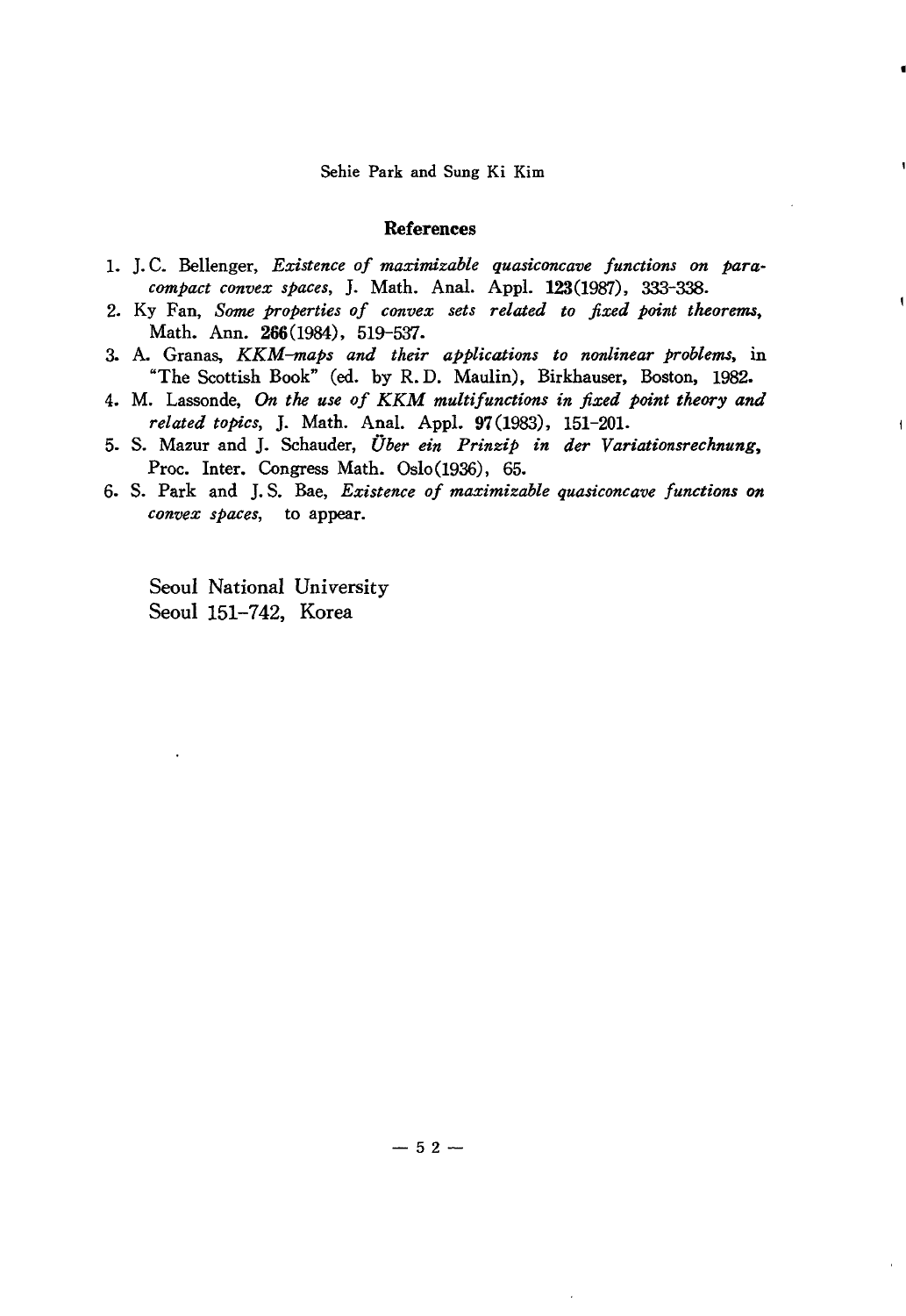## References

1. J.C. Bellenger, *Existence of maximizable quasiconcave functions on paracompact convex spaces*, J. Math. Anal. Appl. **123**(1987), 333–338.
2. Ky Fan, *Some properties of convex sets related to fixed point theorems*, Math. Ann. **266**(1984), 519–537.
3. A. Granas, *KKM-maps and their applications to nonlinear problems*, in "The Scottish Book" (ed. by R.D. Maulin), Birkhauser, Boston, 1982.
4. M. Lassonde, *On the use of KKM multifunctions in fixed point theory and related topics*, J. Math. Anal. Appl. **97**(1983), 151–201.
5. S. Mazur and J. Schauder, *Über ein Prinzip in der Variationsrechnung*, Proc. Inter. Congress Math. Oslo(1936), 65.
6. S. Park and J.S. Bae, *Existence of maximizable quasiconcave functions on convex spaces*, to appear.

Seoul National University
Seoul 151–742, Korea